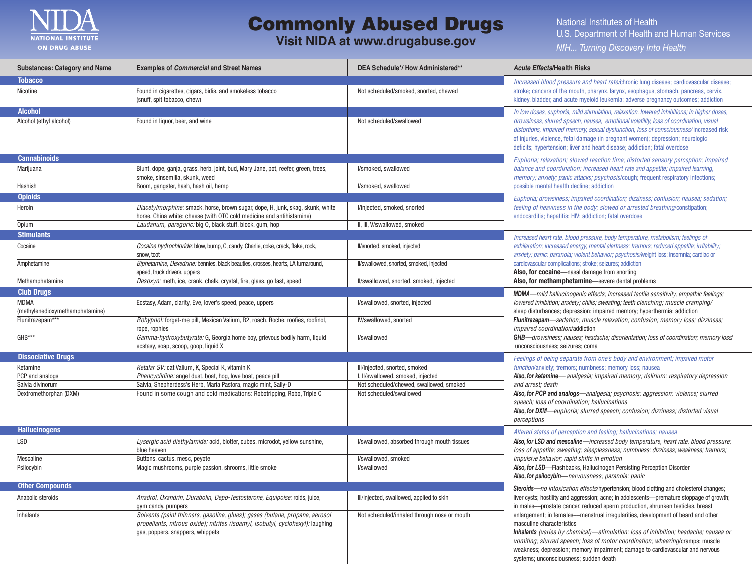# Commonly Abused Drugs

## Visit NIDA at www.drugabuse.gov

NIDA NATIONAL INSTITUTE ON DRUG ABUSE

National Institutes of Health
U.S. Department of Health and Human Services
*NIH... Turning Discovery Into Health*

| Substances: Category and Name | Examples of *Commercial* and Street Names | DEA Schedule*/ How Administered** | *Acute Effects*/Health Risks |
|---|---|---|---|
| **Tobacco** | | | *Increased blood pressure and heart rate*/chronic lung disease; cardiovascular disease; stroke; cancers of the mouth, pharynx, larynx, esophagus, stomach, pancreas, cervix, kidney, bladder, and acute myeloid leukemia; adverse pregnancy outcomes; addiction |
| Nicotine | Found in cigarettes, cigars, bidis, and smokeless tobacco (snuff, spit tobacco, chew) | Not scheduled/smoked, snorted, chewed | |
| **Alcohol** | | | *In low doses, euphoria, mild stimulation, relaxation, lowered inhibitions; in higher doses, drowsiness, slurred speech, nausea, emotional volatility, loss of coordination, visual distortions, impaired memory, sexual dysfunction, loss of consciousness*/increased risk of injuries, violence, fetal damage (in pregnant women); depression; neurologic deficits; hypertension; liver and heart disease; addiction; fatal overdose |
| Alcohol (ethyl alcohol) | Found in liquor, beer, and wine | Not scheduled/swallowed | |
| **Cannabinoids** | | | *Euphoria; relaxation; slowed reaction time; distorted sensory perception; impaired balance and coordination; increased heart rate and appetite; impaired learning, memory; anxiety; panic attacks; psychosis*/cough; frequent respiratory infections; possible mental health decline; addiction |
| Marijuana | Blunt, dope, ganja, grass, herb, joint, bud, Mary Jane, pot, reefer, green, trees, smoke, sinsemilla, skunk, weed | I/smoked, swallowed | |
| Hashish | Boom, gangster, hash, hash oil, hemp | I/smoked, swallowed | |
| **Opioids** | | | *Euphoria; drowsiness; impaired coordination; dizziness; confusion; nausea; sedation; feeling of heaviness in the body; slowed or arrested breathing*/constipation; endocarditis; hepatitis; HIV; addiction; fatal overdose |
| Heroin | *Diacetylmorphine:* smack, horse, brown sugar, dope, H, junk, skag, skunk, white horse, China white; cheese (with OTC cold medicine and antihistamine) | I/injected, smoked, snorted | |
| Opium | *Laudanum, paregoric:* big O, black stuff, block, gum, hop | II, III, V/swallowed, smoked | |
| **Stimulants** | | | *Increased heart rate, blood pressure, body temperature, metabolism; feelings of exhilaration; increased energy, mental alertness; tremors; reduced appetite; irritability; anxiety; panic; paranoia; violent behavior; psychosis*/weight loss; insomnia; cardiac or cardiovascular complications; stroke; seizures; addiction<br>**Also, for cocaine**—nasal damage from snorting<br>**Also, for methamphetamine**—severe dental problems |
| Cocaine | *Cocaine hydrochloride:* blow, bump, C, candy, Charlie, coke, crack, flake, rock, snow, toot | II/snorted, smoked, injected | |
| Amphetamine | *Biphetamine, Dexedrine:* bennies, black beauties, crosses, hearts, LA turnaround, speed, truck drivers, uppers | II/swallowed, snorted, smoked, injected | |
| Methamphetamine | *Desoxyn:* meth, ice, crank, chalk, crystal, fire, glass, go fast, speed | II/swallowed, snorted, smoked, injected | |
| **Club Drugs** | | | ***MDMA***—*mild hallucinogenic effects; increased tactile sensitivity, empathic feelings; lowered inhibition; anxiety; chills; sweating; teeth clenching; muscle cramping*/sleep disturbances; depression; impaired memory; hyperthermia; addiction<br>***Flunitrazepam***—*sedation; muscle relaxation; confusion; memory loss; dizziness; impaired coordination*/addiction<br>***GHB***—*drowsiness; nausea; headache; disorientation; loss of coordination; memory loss*/unconsciousness; seizures; coma |
| MDMA (methylenedioxymethamphetamine) | Ecstasy, Adam, clarity, Eve, lover's speed, peace, uppers | I/swallowed, snorted, injected | |
| Flunitrazepam*** | *Rohypnol:* forget-me pill, Mexican Valium, R2, roach, Roche, roofies, roofinol, rope, rophies | IV/swallowed, snorted | |
| GHB*** | *Gamma-hydroxybutyrate:* G, Georgia home boy, grievous bodily harm, liquid ecstasy, soap, scoop, goop, liquid X | I/swallowed | |
| **Dissociative Drugs** | | | *Feelings of being separate from one's body and environment; impaired motor function*/anxiety; tremors; numbness; memory loss; nausea<br>***Also, for ketamine***—*analgesia; impaired memory; delirium; respiratory depression and arrest; death*<br>***Also, for PCP and analogs***—*analgesia; psychosis; aggression; violence; slurred speech; loss of coordination; hallucinations*<br>***Also, for DXM***—*euphoria; slurred speech; confusion; dizziness; distorted visual perceptions* |
| Ketamine | *Ketalar SV:* cat Valium, K, Special K, vitamin K | III/injected, snorted, smoked | |
| PCP and analogs | *Phencyclidine:* angel dust, boat, hog, love boat, peace pill | I, II/swallowed, smoked, injected | |
| Salvia divinorum | Salvia, Shepherdess's Herb, Maria Pastora, magic mint, Sally-D | Not scheduled/chewed, swallowed, smoked | |
| Dextromethorphan (DXM) | Found in some cough and cold medications: Robotripping, Robo, Triple C | Not scheduled/swallowed | |
| **Hallucinogens** | | | *Altered states of perception and feeling; hallucinations; nausea*<br>***Also, for LSD and mescaline***—*increased body temperature, heart rate, blood pressure; loss of appetite; sweating; sleeplessness; numbness; dizziness; weakness; tremors; impulsive behavior; rapid shifts in emotion*<br>***Also, for LSD***—Flashbacks, Hallucinogen Persisting Perception Disorder<br>***Also, for psilocybin***—*nervousness; paranoia; panic* |
| LSD | *Lysergic acid diethylamide:* acid, blotter, cubes, microdot, yellow sunshine, blue heaven | I/swallowed, absorbed through mouth tissues | |
| Mescaline | Buttons, cactus, mesc, peyote | I/swallowed, smoked | |
| Psilocybin | Magic mushrooms, purple passion, shrooms, little smoke | I/swallowed | |
| **Other Compounds** | | | ***Steroids***—*no intoxication effects*/hypertension; blood clotting and cholesterol changes; liver cysts; hostility and aggression; acne; in adolescents—premature stoppage of growth; in males—prostate cancer, reduced sperm production, shrunken testicles, breast enlargement; in females—menstrual irregularities, development of beard and other masculine characteristics<br>***Inhalants*** *(varies by chemical)—stimulation; loss of inhibition; headache; nausea or vomiting; slurred speech; loss of motor coordination; wheezing*/cramps; muscle weakness; depression; memory impairment; damage to cardiovascular and nervous systems; unconsciousness; sudden death |
| Anabolic steroids | *Anadrol, Oxandrin, Durabolin, Depo-Testosterone, Equipoise:* roids, juice, gym candy, pumpers | III/injected, swallowed, applied to skin | |
| Inhalants | *Solvents (paint thinners, gasoline, glues); gases (butane, propane, aerosol propellants, nitrous oxide); nitrites (isoamyl, isobutyl, cyclohexyl):* laughing gas, poppers, snappers, whippets | Not scheduled/inhaled through nose or mouth | |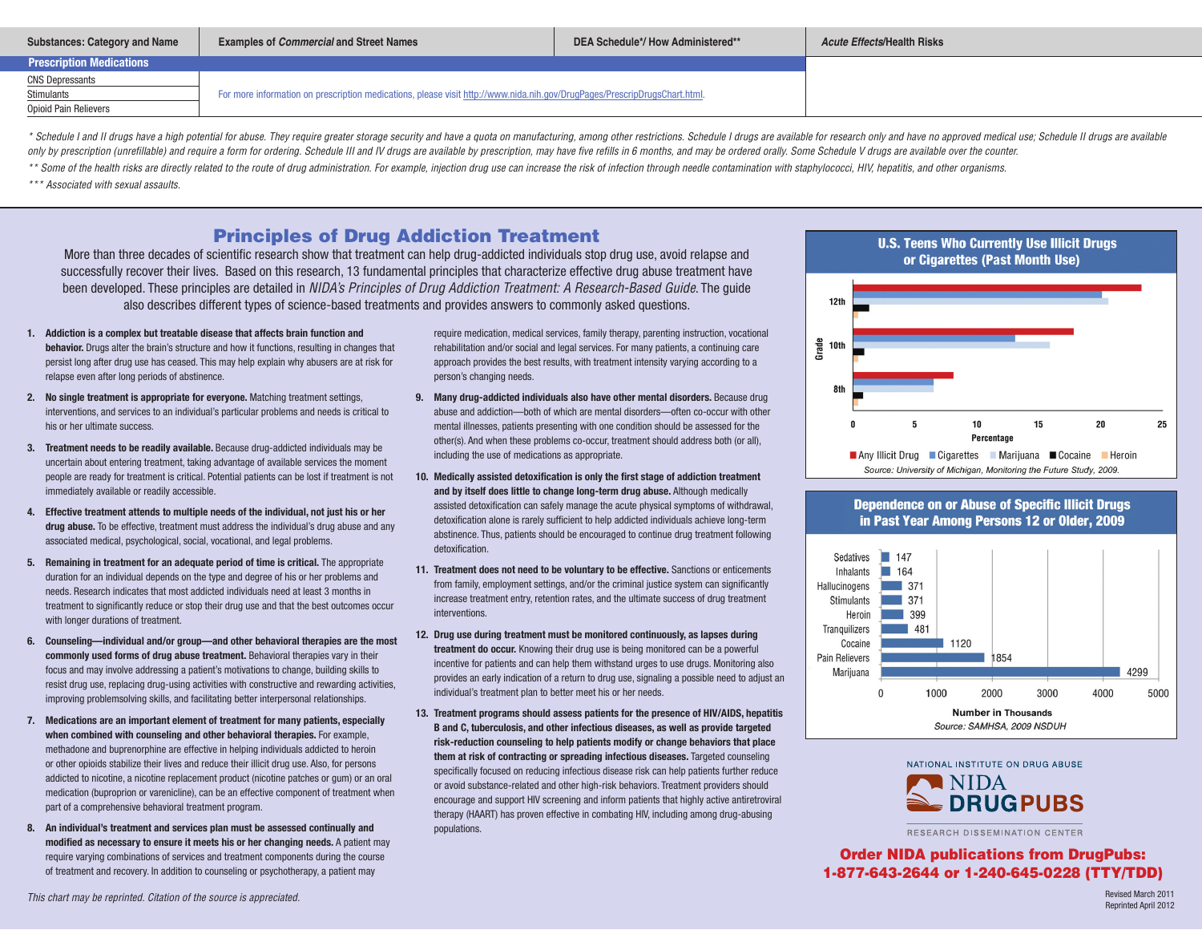| Substances: Category and Name | Examples of *Commercial* and Street Names | DEA Schedule*/ How Administered** | *Acute Effects*/Health Risks |
|---|---|---|---|
| **Prescription Medications** | | | |
| CNS Depressants | For more information on prescription medications, please visit http://www.nida.nih.gov/DrugPages/PrescripDrugsChart.html. | | |
| Stimulants | | | |
| Opioid Pain Relievers | | | |

*\* Schedule I and II drugs have a high potential for abuse. They require greater storage security and have a quota on manufacturing, among other restrictions. Schedule I drugs are available for research only and have no approved medical use; Schedule II drugs are available only by prescription (unrefillable) and require a form for ordering. Schedule III and IV drugs are available by prescription, may have five refills in 6 months, and may be ordered orally. Some Schedule V drugs are available over the counter.*

*\*\* Some of the health risks are directly related to the route of drug administration. For example, injection drug use can increase the risk of infection through needle contamination with staphylococci, HIV, hepatitis, and other organisms.*

*\*\*\* Associated with sexual assaults.*

# Principles of Drug Addiction Treatment

More than three decades of scientific research show that treatment can help drug-addicted individuals stop drug use, avoid relapse and successfully recover their lives. Based on this research, 13 fundamental principles that characterize effective drug abuse treatment have been developed. These principles are detailed in *NIDA's Principles of Drug Addiction Treatment: A Research-Based Guide.* The guide also describes different types of science-based treatments and provides answers to commonly asked questions.

1. **Addiction is a complex but treatable disease that affects brain function and behavior.** Drugs alter the brain's structure and how it functions, resulting in changes that persist long after drug use has ceased. This may help explain why abusers are at risk for relapse even after long periods of abstinence.

2. **No single treatment is appropriate for everyone.** Matching treatment settings, interventions, and services to an individual's particular problems and needs is critical to his or her ultimate success.

3. **Treatment needs to be readily available.** Because drug-addicted individuals may be uncertain about entering treatment, taking advantage of available services the moment people are ready for treatment is critical. Potential patients can be lost if treatment is not immediately available or readily accessible.

4. **Effective treatment attends to multiple needs of the individual, not just his or her drug abuse.** To be effective, treatment must address the individual's drug abuse and any associated medical, psychological, social, vocational, and legal problems.

5. **Remaining in treatment for an adequate period of time is critical.** The appropriate duration for an individual depends on the type and degree of his or her problems and needs. Research indicates that most addicted individuals need at least 3 months in treatment to significantly reduce or stop their drug use and that the best outcomes occur with longer durations of treatment.

6. **Counseling—individual and/or group—and other behavioral therapies are the most commonly used forms of drug abuse treatment.** Behavioral therapies vary in their focus and may involve addressing a patient's motivations to change, building skills to resist drug use, replacing drug-using activities with constructive and rewarding activities, improving problemsolving skills, and facilitating better interpersonal relationships.

7. **Medications are an important element of treatment for many patients, especially when combined with counseling and other behavioral therapies.** For example, methadone and buprenorphine are effective in helping individuals addicted to heroin or other opioids stabilize their lives and reduce their illicit drug use. Also, for persons addicted to nicotine, a nicotine replacement product (nicotine patches or gum) or an oral medication (bupropion or varenicline), can be an effective component of treatment when part of a comprehensive behavioral treatment program.

8. **An individual's treatment and services plan must be assessed continually and modified as necessary to ensure it meets his or her changing needs.** A patient may require varying combinations of services and treatment components during the course of treatment and recovery. In addition to counseling or psychotherapy, a patient may require medication, medical services, family therapy, parenting instruction, vocational rehabilitation and/or social and legal services. For many patients, a continuing care approach provides the best results, with treatment intensity varying according to a person's changing needs.

9. **Many drug-addicted individuals also have other mental disorders.** Because drug abuse and addiction—both of which are mental disorders—often co-occur with other mental illnesses, patients presenting with one condition should be assessed for the other(s). And when these problems co-occur, treatment should address both (or all), including the use of medications as appropriate.

10. **Medically assisted detoxification is only the first stage of addiction treatment and by itself does little to change long-term drug abuse.** Although medically assisted detoxification can safely manage the acute physical symptoms of withdrawal, detoxification alone is rarely sufficient to help addicted individuals achieve long-term abstinence. Thus, patients should be encouraged to continue drug treatment following detoxification.

11. **Treatment does not need to be voluntary to be effective.** Sanctions or enticements from family, employment settings, and/or the criminal justice system can significantly increase treatment entry, retention rates, and the ultimate success of drug treatment interventions.

12. **Drug use during treatment must be monitored continuously, as lapses during treatment do occur.** Knowing their drug use is being monitored can be a powerful incentive for patients and can help them withstand urges to use drugs. Monitoring also provides an early indication of a return to drug use, signaling a possible need to adjust an individual's treatment plan to better meet his or her needs.

13. **Treatment programs should assess patients for the presence of HIV/AIDS, hepatitis B and C, tuberculosis, and other infectious diseases, as well as provide targeted risk-reduction counseling to help patients modify or change behaviors that place them at risk of contracting or spreading infectious diseases.** Targeted counseling specifically focused on reducing infectious disease risk can help patients further reduce or avoid substance-related and other high-risk behaviors. Treatment providers should encourage and support HIV screening and inform patients that highly active antiretroviral therapy (HAART) has proven effective in combating HIV, including among drug-abusing populations.

*This chart may be reprinted. Citation of the source is appreciated.*

**U.S. Teens Who Currently Use Illicit Drugs or Cigarettes (Past Month Use)**

Grade: 12th, 10th, 8th

0 5 10 15 20 25

Percentage

Any Illicit Drug, Cigarettes, Marijuana, Cocaine, Heroin

*Source: University of Michigan, Monitoring the Future Study, 2009.*

**Dependence on or Abuse of Specific Illicit Drugs in Past Year Among Persons 12 or Older, 2009**

Sedatives 147
Inhalants 164
Hallucinogens 371
Stimulants 371
Heroin 399
Tranquilizers 481
Cocaine 1120
Pain Relievers 1854
Marijuana 4299

0 1000 2000 3000 4000 5000

Number in Thousands

*Source: SAMHSA, 2009 NSDUH*

NATIONAL INSTITUTE ON DRUG ABUSE
NIDA DRUGPUBS
RESEARCH DISSEMINATION CENTER

**Order NIDA publications from DrugPubs: 1-877-643-2644 or 1-240-645-0228 (TTY/TDD)**

Revised March 2011
Reprinted April 2012